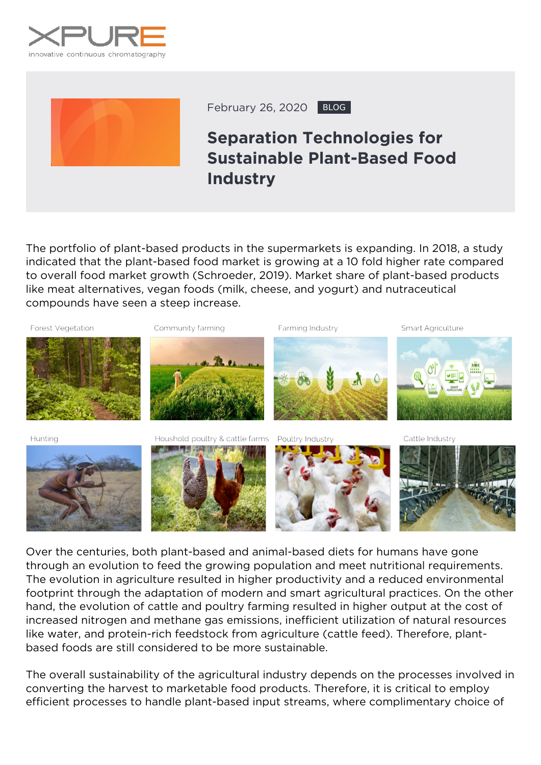XPURE
innovative continuous chromatography

February 26, 2020 BLOG

# Separation Technologies for Sustainable Plant-Based Food Industry

The portfolio of plant-based products in the supermarkets is expanding. In 2018, a study indicated that the plant-based food market is growing at a 10 fold higher rate compared to overall food market growth (Schroeder, 2019). Market share of plant-based products like meat alternatives, vegan foods (milk, cheese, and yogurt) and nutraceutical compounds have seen a steep increase.

Forest Vegetation | Community farming | Farming Industry | Smart Agriculture

Hunting | Houshold poultry & cattle farms | Poultry Industry | Cattle Industry

Over the centuries, both plant-based and animal-based diets for humans have gone through an evolution to feed the growing population and meet nutritional requirements. The evolution in agriculture resulted in higher productivity and a reduced environmental footprint through the adaptation of modern and smart agricultural practices. On the other hand, the evolution of cattle and poultry farming resulted in higher output at the cost of increased nitrogen and methane gas emissions, inefficient utilization of natural resources like water, and protein-rich feedstock from agriculture (cattle feed). Therefore, plant-based foods are still considered to be more sustainable.

The overall sustainability of the agricultural industry depends on the processes involved in converting the harvest to marketable food products. Therefore, it is critical to employ efficient processes to handle plant-based input streams, where complimentary choice of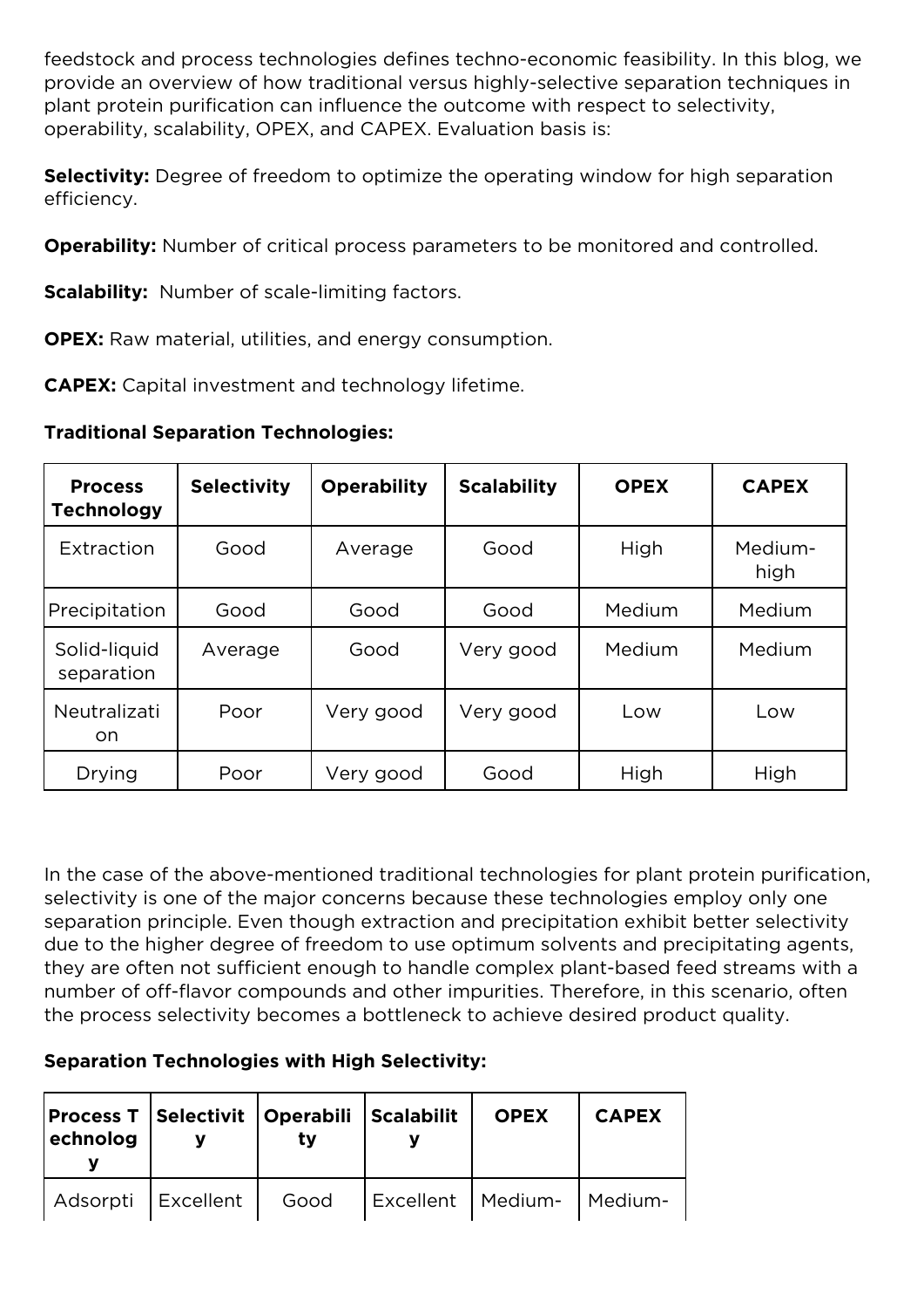feedstock and process technologies defines techno-economic feasibility. In this blog, we provide an overview of how traditional versus highly-selective separation techniques in plant protein purification can influence the outcome with respect to selectivity, operability, scalability, OPEX, and CAPEX. Evaluation basis is:

**Selectivity:** Degree of freedom to optimize the operating window for high separation efficiency.

**Operability:** Number of critical process parameters to be monitored and controlled.

**Scalability:** Number of scale-limiting factors.

**OPEX:** Raw material, utilities, and energy consumption.

**CAPEX:** Capital investment and technology lifetime.

**Traditional Separation Technologies:**

| Process Technology | Selectivity | Operability | Scalability | OPEX | CAPEX |
|---|---|---|---|---|---|
| Extraction | Good | Average | Good | High | Medium-high |
| Precipitation | Good | Good | Good | Medium | Medium |
| Solid-liquid separation | Average | Good | Very good | Medium | Medium |
| Neutralization | Poor | Very good | Very good | Low | Low |
| Drying | Poor | Very good | Good | High | High |

In the case of the above-mentioned traditional technologies for plant protein purification, selectivity is one of the major concerns because these technologies employ only one separation principle. Even though extraction and precipitation exhibit better selectivity due to the higher degree of freedom to use optimum solvents and precipitating agents, they are often not sufficient enough to handle complex plant-based feed streams with a number of off-flavor compounds and other impurities. Therefore, in this scenario, often the process selectivity becomes a bottleneck to achieve desired product quality.

**Separation Technologies with High Selectivity:**

| Process Technology | Selectivity | Operability | Scalability | OPEX | CAPEX |
|---|---|---|---|---|---|
| Adsorpti | Excellent | Good | Excellent | Medium- | Medium- |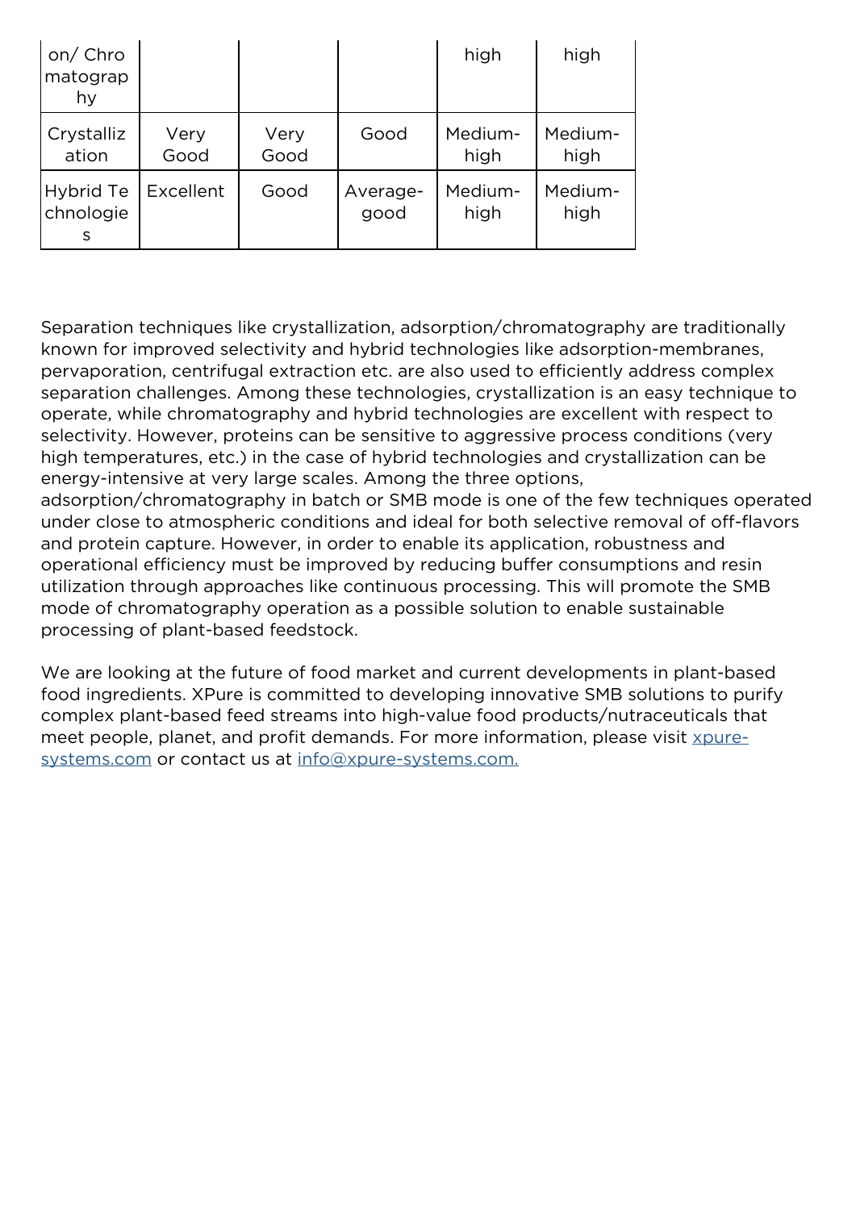| | | | | | |
|---|---|---|---|---|---|
| on/ Chromatography | | | | high | high |
| Crystallization | Very Good | Very Good | Good | Medium-high | Medium-high |
| Hybrid Technologies | Excellent | Good | Average-good | Medium-high | Medium-high |

Separation techniques like crystallization, adsorption/chromatography are traditionally known for improved selectivity and hybrid technologies like adsorption-membranes, pervaporation, centrifugal extraction etc. are also used to efficiently address complex separation challenges. Among these technologies, crystallization is an easy technique to operate, while chromatography and hybrid technologies are excellent with respect to selectivity. However, proteins can be sensitive to aggressive process conditions (very high temperatures, etc.) in the case of hybrid technologies and crystallization can be energy-intensive at very large scales. Among the three options, adsorption/chromatography in batch or SMB mode is one of the few techniques operated under close to atmospheric conditions and ideal for both selective removal of off-flavors and protein capture. However, in order to enable its application, robustness and operational efficiency must be improved by reducing buffer consumptions and resin utilization through approaches like continuous processing. This will promote the SMB mode of chromatography operation as a possible solution to enable sustainable processing of plant-based feedstock.

We are looking at the future of food market and current developments in plant-based food ingredients. XPure is committed to developing innovative SMB solutions to purify complex plant-based feed streams into high-value food products/nutraceuticals that meet people, planet, and profit demands. For more information, please visit [xpure-systems.com](https://xpure-systems.com) or contact us at [info@xpure-systems.com.](mailto:info@xpure-systems.com)